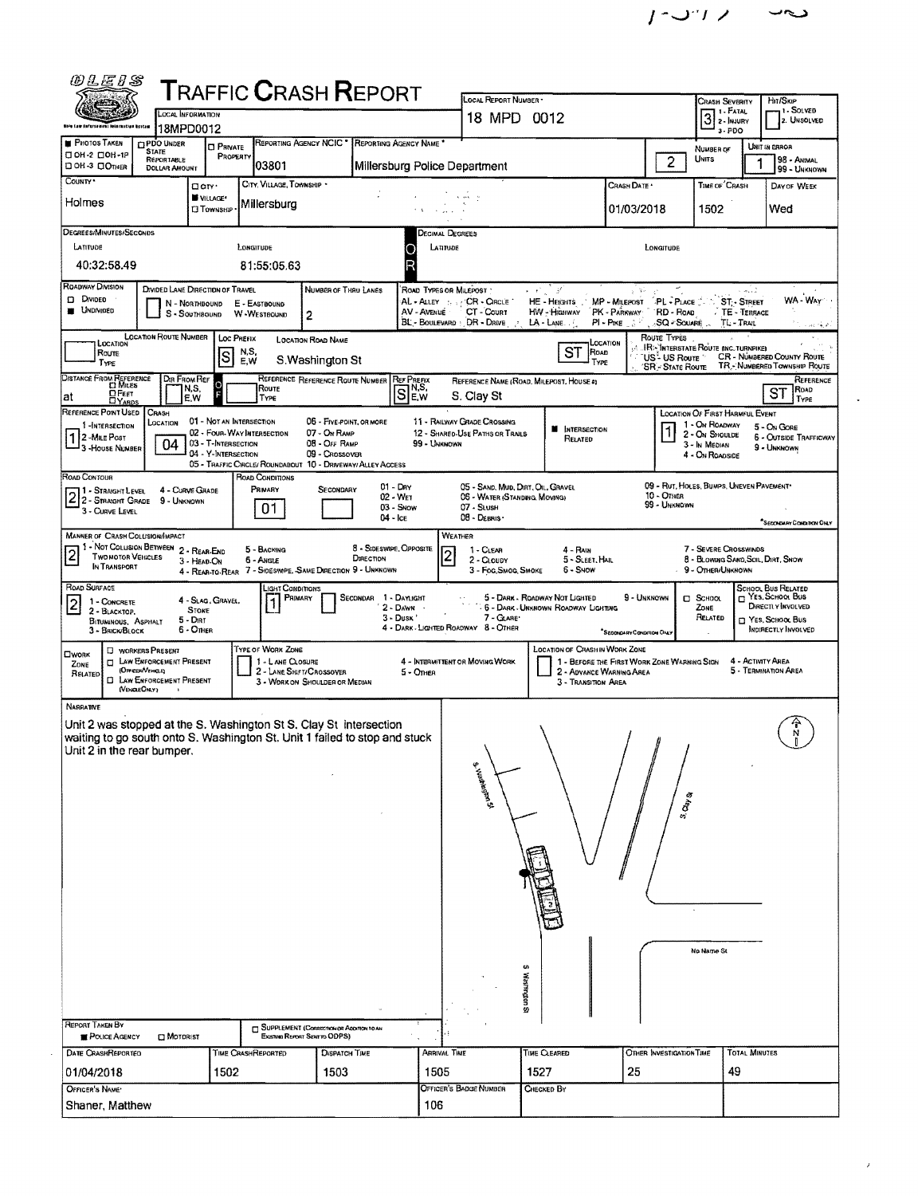# TRAFFIC CRASH REPORT

OLEIS

| Field | Value |
|---|---|
| Local Information | 18MPD0012 |
| Local Report Number | 18 MPD 0012 |
| Crash Severity | 3 (1 - Fatal, 2 - Injury, 3 - PDO) |
| Hit/Skip | (1 - Solved, 2 - Unsolved) |
| Photos Taken | ■ |
| Reporting Agency NCIC | 03801 |
| Reporting Agency Name | Millersburg Police Department |
| Number of Units | 2 |
| Unit in Error | 1 |
| County | Holmes |
| City, Village, Township | ■ Village - Millersburg |
| Crash Date | 01/03/2018 |
| Time of Crash | 1502 |
| Day of Week | Wed |

## Degrees/Minutes/Seconds

| Latitude | Longitude |
|---|---|
| 40:32:58.49 | 81:55:05.63 |

## Roadway

| Field | Value |
|---|---|
| Roadway Division | ■ Undivided |
| Number of Thru Lanes | 2 |
| Loc Prefix | S |
| Location Road Name | S.Washington St |
| Location Road Type | ST |
| Distance from Reference | at |
| Ref Prefix | S |
| Reference Name | S. Clay St |
| Reference Road Type | ST |
| Reference Point Used | 1 - Intersection |
| Crash Location | 04 - Y-Intersection |
| Intersection Related | ■ |
| Location of First Harmful Event | 1 - On Roadway |
| Road Contour | 2 - Straight Grade |
| Road Conditions (Primary) | 01 - Dry |
| Manner of Crash Collision/Impact | 2 - Rear-End |
| Weather | 2 - Cloudy |
| Road Surface | 2 - Blacktop, Bituminous, Asphalt |
| Light Conditions (Primary) | 1 - Daylight |

## Narrative

Unit 2 was stopped at the S. Washington St S. Clay St intersection waiting to go south onto S. Washington St. Unit 1 failed to stop and stuck Unit 2 in the rear bumper.

Diagram labels: S. Washington St; S. Clay St; No Name St; S Washington St; N

| Report Taken By | ■ Police Agency |
|---|---|

| Date Crash Reported | Time Crash Reported | Dispatch Time | Arrival Time | Time Cleared | Other Investigation Time | Total Minutes |
|---|---|---|---|---|---|---|
| 01/04/2018 | 1502 | 1503 | 1505 | 1527 | 25 | 49 |

| Officer's Name | Officer's Badge Number | Checked By |
|---|---|---|
| Shaner, Matthew | 106 | |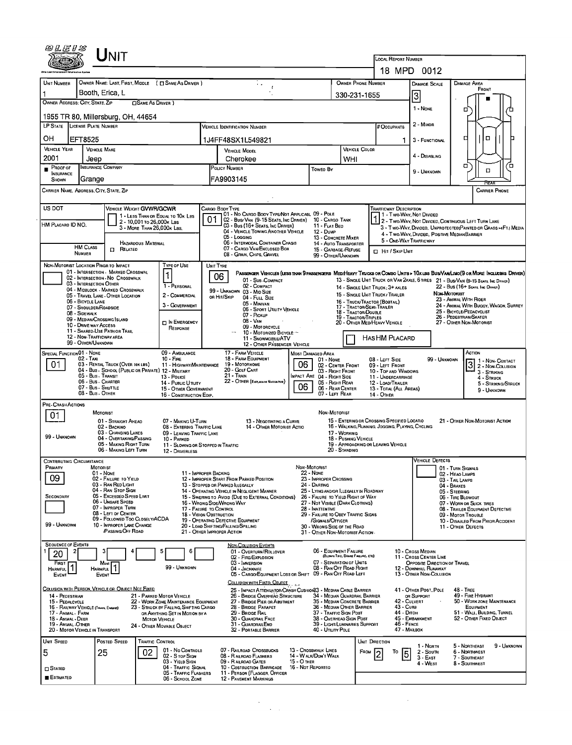# UNIT

**LOCAL REPORT NUMBER:** 18 MPD 0012

| UNIT NUMBER | OWNER NAME: LAST, FIRST, MIDDLE ( ☐ SAME AS DRIVER ) | OWNER PHONE NUMBER | DAMAGE SCALE | DAMAGE AREA |
|---|---|---|---|---|
| 1 | Booth, Erica, L | 330-231-1655 | 3 | FRONT |

OWNER ADDRESS: CITY, STATE, ZIP ☐ SAME AS DRIVER )
1955 TR 80, Millersburg, OH, 44654

DAMAGE SCALE: 1 - NONE, 2 - MINOR, 3 - FUNCTIONAL, 4 - DISABLING, 9 - UNKNOWN

| LP STATE | LICENSE PLATE NUMBER | VEHICLE IDENTIFICATION NUMBER | # OCCUPANTS |
|---|---|---|---|
| OH | EFT8525 | 1J4FF48SX1L549821 | 1 |

| VEHICLE YEAR | VEHICLE MAKE | VEHICLE MODEL | VEHICLE COLOR |
|---|---|---|---|
| 2001 | Jeep | Cherokee | WHI |

| ■ PROOF OF INSURANCE SHOWN | INSURANCE COMPANY | POLICY NUMBER | TOWED BY |
|---|---|---|---|
| | Grange | FA9903145 | |

CARRIER NAME, ADDRESS, CITY, STATE, ZIP | CARRIER PHONE

US DOT | VEHICLE WEIGHT GVWR/GCWR: 1 - LESS THAN OR EQUAL TO 10K LBS; 2 - 10,001 TO 26,000K LBS; 3 - MORE THAN 26,000K LBS.

HM PLACARD ID NO. | HM CLASS NUMBER | HAZARDOUS MATERIAL ☐ RELATED

CARGO BODY TYPE: **01** — 01 - NO CARGO BODY TYPE/NOT APPLICABLE; 02 - BUS/VAN (9-15 SEATS, INC DRIVER); 03 - BUS (16+ SEATS, INC DRIVER); 04 - VEHICLE TOWING ANOTHER VEHICLE; 05 - LOGGING; 06 - INTERMODAL CONTAINER CHASIS; 07 - CARGO VAN/ENCLOSED BOX; 08 - GRAIN, CHIPS, GRAVEL; 09 - POLE; 10 - CARGO TANK; 11 - FLAT BED; 12 - DUMP; 13 - CONCRETE MIXER; 14 - AUTO TRANSPORTER; 15 - GARBAGE/REFUSE; 99 - OTHER/UNKNOWN

TRAFFICWAY DESCRIPTION: **1** — 1 - TWO-WAY, NOT DIVIDED; 2 - TWO-WAY, NOT DIVIDED, CONTINUOUS LEFT TURN LANE; 3 - TWO-WAY, DIVIDED, UNPROTECTED(PAINTED OR GRASS <4FT.) MEDIA; 4 - TWO-WAY, DIVIDED, POSITIVE MEDIAN BARRIER; 5 - ONE-WAY TRAFFICWAY; ☐ HIT / SKIP UNIT

NON-MOTORIST LOCATION PRIOR TO IMPACT: 01 - INTERSECTION - MARKED CROSSWAL; 02 - INTERSECTION - NO CROSSWALK; 03 - INTERSECTION OTHER; 04 - MIDBLOCK - MARKED CROSSWALK; 05 - TRAVEL LANE - OTHER LOCATION; 06 - BICYCLE LANE; 07 - SHOULDER/ROADSIDE; 08 - SIDEWALK; 09 - MEDIAN/CROSSING ISLAND; 10 - DRIVE WAY ACCESS; 11 - SHARED-USE PATH OR TRAIL; 12 - NON-TRAFFICWAY AREA; 99 - OTHER/UNKNOWN

TYPE OF USE: **1** — 1 - PERSONAL; 2 - COMMERCIAL; 3 - GOVERNMENT; ☐ IN EMERGENCY RESPONSE

UNIT TYPE: **06** — PASSENGER VEHICLES (LESS THAN 9 PASSENGERS): 01 - SUB-COMPACT; 02 - COMPACT; 99 - UNKNOWN 03 - MID SIZE OR HIT/SKIP; 04 - FULL SIZE; 05 - MINIVAN; 06 - SPORT UTILITY VEHICLE; 07 - PICKUP; 08 - VAN; 09 - MOTORCYCLE; 10 - MOTORIZED BICYCLE; 11 - SNOWMOBILE/ATV; 12 - OTHER PASSENGER VEHICLE. MED/HEAVY TRUCKS OR COMBO UNITS > 10K LBS BUS/VAN/LIMO(9 OR MORE INCLUDING DRIVER): 13 - SINGLE UNIT TRUCK OR VAN 2AXLE, 6 TIRES; 14 - SINGLE UNIT TRUCK; 3+ AXLES; 15 - SINGLE UNIT TRUCK / TRAILER; 16 - TRUCK/TRACTOR (BOBTAIL); 17 - TRACTOR/SEMI-TRAILER; 18 - TRACTOR/DOUBLE; 19 - TRACTOR/TRIPLES; 20 - OTHER MED/HEAVY VEHICLE; 21 - BUS/VAN (9-15 SEATS, INC DRIVER); 22 - BUS (16+ SEATS, INC DRIVER). NON-MOTORIST: 23 - ANIMAL WITH RIDER; 24 - ANIMAL WITH BUGGY, WAGON, SURREY; 25 - BICYCLE/PEDACYCLIST; 26 - PEDESTRIAN/SKATER; 27 - OTHER NON-MOTORIST. ☐ HAS HM PLACARD

SPECIAL FUNCTION: **01** — 01 - NONE; 02 - TAXI; 03 - RENTAL TRUCK (OVER 10K LBS); 04 - BUS - SCHOOL (PUBLIC OR PRIVATE); 05 - BUS - TRANSIT; 06 - BUS - CHARTER; 07 - BUS - SHUTTLE; 08 - BUS - OTHER; 09 - AMBULANCE; 10 - FIRE; 11 - HIGHWAY/MAINTENANCE; 12 - MILITARY; 13 - POLICE; 14 - PUBLIC UTILITY; 15 - OTHER GOVERNMENT; 16 - CONSTRUCTION EQIP.; 17 - FARM VEHICLE; 18 - FARM EQUIPMENT; 19 - MOTORHOME; 20 - GOLF CART; 21 - TRAIN; 22 - OTHER (EXPLAIN IN NARRATIVE)

MOST DAMAGED AREA: **06**; IMPACT ARE: **06** — 01 - NONE; 02 - CENTER FRONT; 03 - RIGHT FRONT; 04 - RIGHT SIDE; 05 - RIGHT REAR; 06 - REAR CENTER; 07 - LEFT REAR; 08 - LEFT SIDE; 09 - LEFT FRONT; 10 - TOP AND WINDOWS; 11 - UNDERCARRIAGE; 12 - LOAD/TRAILER; 13 - TOTAL (ALL AREAS); 14 - OTHER; 99 - UNKNOWN

ACTION: **3** — 1 - NON- CONTACT; 2 - NON-COLLISION; 3 - STRIKING; 4 - STRUCK; 5 - STRIKING/STRUCK; 9 - UNKNOWN

PRE-CRASH ACTIONS: **01** — MOTORIST: 01 - STRAIGHT AHEAD; 02 - BACKING; 03 - CHANGING LANES; 04 - OVERTAKING/PASSING; 05 - MAKING RIGHT TURN; 06 - MAKING LEFT TURN; 07 - MAKING U-TURN; 08 - ENTERING TRAFFIC LANE; 09 - LEAVING TRAFFIC LANE; 10 - PARKED; 11 - SLOWING OR STOPPED IN TRAFFIC; 12 - DRIVERLESS; 13 - NEGOTIATING A CURVE; 14 - OTHER MOTORIST ACTIO; 99 - UNKNOWN. NON-MOTORIST: 15 - ENTERING OR CROSSING SPECIFIED LOCATIO; 16 - WALKING, RUNNING, JOGGING, PLAYING, CYCLING; 17 - WORKING; 18 - PUSHING VEHICLE; 19 - APPROACHING OR LEAVING VEHICLE; 20 - STANDING; 21 - OTHER NON-MOTORIST ACTION

CONTRIBUTING CIRCUMSTANCE: PRIMARY **09**; SECONDARY; 99 - UNKNOWN — MOTORIST: 01 - NONE; 02 - FAILURE TO YIELD; 03 - RAN RED LIGHT; 04 - RAN STOP SIGN; 05 - EXCEEDED SPEED LIMIT; 06 - UNSAFE SPEED; 07 - IMPROPER TURN; 08 - LEFT OF CENTER; 09 - FOLLOWED TOO CLOSELY/ACDA; 10 - IMPROPER LANE CHANGE /PASSING/OFF ROAD; 11 - IMPROPER BACKING; 12 - IMPROPER START FROM PARKED POSITION; 13 - STOPPED OR PARKED ILLEGALLY; 14 - OPERATING VEHICLE IN NEGLIGENT MANNER; 15 - SWERING TO AVOID (DUE TO EXTERNAL CONDITIONS); 16 - WRONG SIDE/WRONG WAY; 17 - FALURE TO CONTROL; 18 - VISION OBSTRUCTION; 19 - OPERATING DEFECTIVE EQUIPMENT; 20 - LOAD SHIFTING/FALLING/SPILLING; 21 - OTHER IMPROPER ACTION. NON-MOTORIST: 22 - NONE; 23 - IMPROPER CROSSING; 24 - DARTING; 25 - LYING AND/OR ILLEGALLY IN ROADWAY; 26 - FALURE TO YIELD RIGHT OF WAY; 27 - NOT VISIBLE (DARK CLOTHING); 28 - INATTENTIVE; 29 - FAILURE TO OBEY TRAFFIC SIGNS /SIGNALS/OFFICER; 30 - WRONG SIDE OF THE ROAD; 31 - OTHER NON-MOTORIST ACTION

VEHICLE DEFECTS: 01 - TURN SIGNALS; 02 - HEAD LAMPS; 03 - TAIL LAMPS; 04 - BRAKES; 05 - STEERING; 06 - TIRE BLOWOUT; 07 - WORN OR SLICK TIRES; 08 - TRAILER EQUIPMENT DEFECTIVE; 09 - MOTOR TROUBLE; 10 - DISABLED FROM PRIOR ACCIDENT; 11 - OTHER DEFECTS

SEQUENCE OF EVENTS: 1: **20**; 2; 3; 4; 5; 6. FIRST HARMFUL EVENT: **1**; MOST HARMFUL EVENT: **1**; 99 - UNKNOWN

NON-COLLISION EVENTS: 01 - OVERTURN/ROLLOVER; 02 - FIRE/EXPLOSION; 03 - IMMERSION; 04 - JACKKNIFE; 05 - CARGO/EQUIPMENT LOSS OR SHIFT; 06 - EQUIPMENT FAILURE (BLOWN TIRE, BRAKE FAILURE, ETC); 07 - SEPARATION OF UNITS; 08 - RAN OFF ROAD RIGHT; 09 - RAN OFF ROAD LEFT; 10 - CROSS MEDIAN; 11 - CROSS CENTER LINE OPPOSITE DIRECTION OF TRAVEL; 12 - DOWNHILL RUNAWAY; 13 - OTHER NON-COLLISION

COLLISION WITH PERSON, VEHICLE OR OBJECT NOT FIXED: 14 - PEDESTRIAN; 15 - PEDALCYCLE; 16 - RAILWAY VEHICLE (TRAIN, ENGINE); 17 - ANIMAL - FARM; 18 - ANIMAL - DEER; 19 - ANIMAL - OTHER; 20 - MOTOR VEHICLE IN TRANSPORT; 21 - PARKED MOTOR VEHICLE; 22 - WORK ZONE MAINTENANCE EQUIPMENT; 23 - STRUCK BY FALLING, SHIFTING CARGO OR ANYTHING SET IN MOTION BY A MOTOR VEHICLE; 24 - OTHER MOVABLE OBJECT

COLLISION WITH FIXED, OBJECT: 25 - IMPACT ATTENUATOR/CRASH CUSHION; 26 - BRIDGE OVERHEAD STRUCTURE; 27 - BRIDGE PIER OR ABUTMENT; 28 - BRIDGE PARAPET; 29 - BRIDGE RAIL; 30 - GUARDRAIL FACE; 31 - GUARDRAIL END; 32 - PORTABLE BARRIER; 33 - MEDIAN CABLE BARRIER; 34 - MEDIAN GUARDRAIL BARRIER; 35 - MEDIAN CONCRETE BARRIER; 36 - MEDIAN OTHER BARRIER; 37 - TRAFFIC SIGN POST; 38 - OVERHEAD SIGN POST; 39 - LIGHT/LUMINARIES SUPPORT; 40 - UTILITY POLE; 41 - OTHER POST, POLE OR SUPPORT; 42 - CULVERT; 43 - CURB; 44 - DITCH; 45 - EMBANKMENT; 46 - FENCE; 47 - MAILBOX; 48 - TREE; 49 - FIRE HYDRANT; 50 - WORK ZONE MAINTENANCE EQUIPMENT; 51 - WALL, BUILDING, TUNNEL; 52 - OTHER FIXED OBJECT

| UNIT SPEED | POSTED SPEED | TRAFFIC CONTROL | UNIT DIRECTION |
|---|---|---|---|
| 5 | 25 | 02 | FROM 2 TO 5 |

☐ STATED ■ ESTIMATED

TRAFFIC CONTROL: 01 - NO CONTROLS; 02 - STOP SIGN; 03 - YIELD SIGN; 04 - TRAFFIC SIGNAL; 05 - TRAFFIC FLASHERS; 06 - SCHOOL ZONE; 07 - RAILROAD CROSSBUCKS; 08 - RAILROAD FLASHERS; 09 - RAILROAD GATES; 10 - COSTRUCTION BARRICADE; 11 - PERSON (FLAGGER, OFFICER); 12 - PAVEMENT MARKINGS; 13 - CROSSWALK LINES; 14 - WALK/DON'T WALK; 15 - OTHER; 16 - NOT REPORTED

UNIT DIRECTION: 1 - NORTH; 2 - SOUTH; 3 - EAST; 4 - WEST; 5 - NORTHEAST; 6 - NORTHWEST; 7 - SOUTHEAST; 8 - SOUTHWEST; 9 - UNKNOWN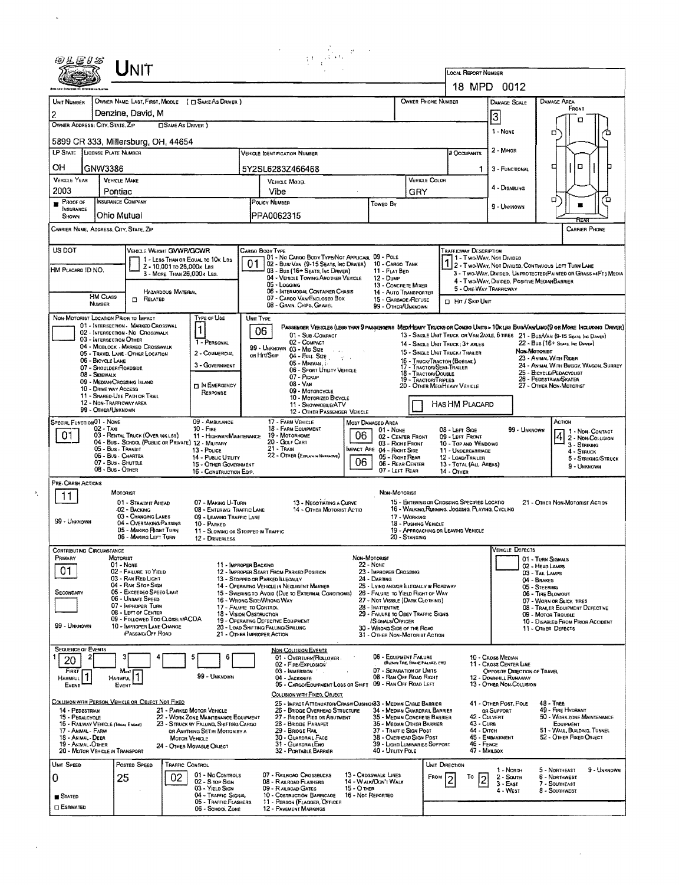# Unit

**Local Report Number:** 18 MPD 0012

| Unit Number | Owner Name: Last, First, Middle (☐ Same As Driver) | Owner Phone Number | Damage Scale | Damage Area |
|---|---|---|---|---|
| 2 | Denzine, David, M | | 3 | Front |

**Owner Address: City, State, Zip** (☐ Same As Driver): 5899 CR 333, Millersburg, OH, 44654

Damage Scale: 1 - None; 2 - Minor; 3 - Functional; 4 - Disabling; 9 - Unknown

| LP State | License Plate Number | Vehicle Identification Number | # Occupants |
|---|---|---|---|
| OH | GNW3386 | 5Y2SL6283Z466468 | 1 |

| Vehicle Year | Vehicle Make | Vehicle Model | Vehicle Color |
|---|---|---|---|
| 2003 | Pontiac | Vibe | GRY |

| Proof of Insurance Shown | Insurance Company | Policy Number | Towed By |
|---|---|---|---|
| ■ | Ohio Mutual | PPA0062315 | |

**Carrier Name, Address, City, State, Zip:**

**Carrier Phone:**

**US DOT:**

**HM Placard ID No.:**

**HM Class Number:** ☐ Related — Hazardous Material

**Vehicle Weight GVWR/GCWR:** 1 - Less Than or Equal to 10k Lbs; 2 - 10,001 to 26,000k Lbs; 3 - More Than 26,000k Lbs.

**Cargo Body Type:** 01
01 - No Cargo Body Type/Not Applicabl; 02 - Bus/Van (9-15 Seats, Inc Driver); 03 - Bus (16+ Seats, Inc Driver); 04 - Vehicle Towing Another Vehicle; 05 - Logging; 06 - Intermodal Container Chasis; 07 - Cargo Van/Enclosed Box; 08 - Grain, Chips, Gravel; 09 - Pole; 10 - Cargo Tank; 11 - Flat Bed; 12 - Dump; 13 - Concrete Mixer; 14 - Auto Transporter; 15 - Garbage/Refuse; 99 - Other/Unknown

**Trafficway Description:** 1
1 - Two-Way, Not Divided; 2 - Two-Way, Not Divided, Continuous Left Turn Lane; 3 - Two-Way, Divided, Unprotected (Painted or Grass >4Ft.) Media; 4 - Two-Way, Divided, Positive Median Barrier; 5 - One-Way Trafficway

☐ Hit / Skip Unit

**Non-Motorist Location Prior to Impact:**
01 - Intersection - Marked Crosswal; 02 - Intersection - No Crosswalk; 03 - Intersection Other; 04 - Midblock - Marked Crosswalk; 05 - Travel Lane - Other Location; 06 - Bicycle Lane; 07 - Shoulder/Roadside; 08 - Sidewalk; 09 - Median/Crossing Island; 10 - Drive Way Access; 11 - Shared-Use Path or Trail; 12 - Non-Trafficway Area; 99 - Other/Unknown

**Type of Use:** 1
1 - Personal; 2 - Commercial; 3 - Government; ☐ In Emergency Response

**Unit Type:** 06
Passenger Vehicles (Less than 9 passengers): 01 - Sub-Compact; 02 - Compact; 99 - Unknown 03 - Mid Size; or Hit/Skip 04 - Full Size; 05 - Minivan; 06 - Sport Utility Vehicle; 07 - Pickup; 08 - Van; 09 - Motorcycle; 10 - Motorized Bicycle; 11 - Snowmobile/ATV; 12 - Other Passenger Vehicle
Med/Heavy Trucks or Combo Units > 10k lbs Bus/Van/Limo (9 or More Including Driver): 13 - Single Unit Truck or Van 2 Axle, 6 Tires; 14 - Single Unit Truck; 3+ Axles; 15 - Single Unit Truck / Trailer; 16 - Truck/Tractor (Bobtail); 17 - Tractor/Semi-Trailer; 18 - Tractor/Double; 19 - Tractor/Triples; 20 - Other Med/Heavy Vehicle; 21 - Bus/Van (9-15 Seats, Inc Driver); 22 - Bus (16+ Seats, Inc Driver)
Non-Motorist: 23 - Animal With Rider; 24 - Animal With Buggy, Wagon, Surrey; 25 - Bicycle/Pedacyclist; 26 - Pedestrian/Skater; 27 - Other Non-Motorist

☐ Has HM Placard

**Special Function:** 01
01 - None; 02 - Taxi; 03 - Rental Truck (Over 10k lbs); 04 - Bus - School (Public or Private); 05 - Bus - Transit; 06 - Bus - Charter; 07 - Bus - Shuttle; 08 - Bus - Other; 09 - Ambulance; 10 - Fire; 11 - Highway/Maintenance; 12 - Military; 13 - Police; 14 - Public Utility; 15 - Other Government; 16 - Construction Eqip.; 17 - Farm Vehicle; 18 - Farm Equipment; 19 - Motorhome; 20 - Golf Cart; 21 - Train; 22 - Other (Explain in Narrative)

**Most Damaged Area:** 06
**Impact Are:** 06
01 - None; 02 - Center Front; 03 - Right Front; 04 - Right Side; 05 - Right Rear; 06 - Rear Center; 07 - Left Rear; 08 - Left Side; 09 - Left Front; 10 - Top and Windows; 11 - Undercarriage; 12 - Load/Trailer; 13 - Total (All Areas); 14 - Other; 99 - Unknown

**Action:** 4
1 - Non-Contact; 2 - Non-Collision; 3 - Striking; 4 - Struck; 5 - Striking/Struck; 9 - Unknown

**Pre-Crash Actions:** 11
Motorist: 01 - Straight Ahead; 02 - Backing; 03 - Changing Lanes; 04 - Overtaking/Passing; 05 - Making Right Turn; 06 - Making Left Turn; 07 - Making U-Turn; 08 - Entering Traffic Lane; 09 - Leaving Traffic Lane; 10 - Parked; 11 - Slowing or Stopped in Traffic; 12 - Driverless; 13 - Negotiating a Curve; 14 - Other Motorist Actio; 99 - Unknown
Non-Motorist: 15 - Entering or Crossing Specified Locatio; 16 - Walking, Running, Jogging, Playing, Cycling; 17 - Working; 18 - Pushing Vehicle; 19 - Approaching or Leaving Vehicle; 20 - Standing; 21 - Other Non-Motorist Action

**Contributing Circumstance**
Primary: 01
Secondary:
Motorist: 01 - None; 02 - Failure to Yield; 03 - Ran Red Light; 04 - Ran Stop Sign; 05 - Exceeded Speed Limit; 06 - Unsafe Speed; 07 - Improper Turn; 08 - Left of Center; 09 - Followed Too Closely/ACDA; 10 - Improper Lane Change /Passing/Off Road; 11 - Improper Backing; 12 - Improper Start From Parked Position; 13 - Stopped or Parked Illegally; 14 - Operating Vehicle in Negligent Manner; 15 - Swering to Avoid (Due to External Conditions); 16 - Wrong Side/Wrong Way; 17 - Falure to Control; 18 - Vision Obstruction; 19 - Operating Defective Equipment; 20 - Load Shifting/Falling/Spilling; 21 - Other Improper Action; 99 - Unknown
Non-Motorist: 22 - None; 23 - Improper Crossing; 24 - Darting; 25 - Lying and/or Illegally in Roadway; 26 - Falure to Yield Right of Way; 27 - Not Visible (Dark Clothing); 28 - Inattentive; 29 - Failure to Obey Traffic Signs /Signals/Officer; 30 - Wrong Side of the Road; 31 - Other Non-Motorist Action

**Vehicle Defects:**
01 - Turn Signals; 02 - Head Lamps; 03 - Tail Lamps; 04 - Brakes; 05 - Steering; 06 - Tire Blowout; 07 - Worn or Slick Tires; 08 - Trailer Equipment Defective; 09 - Motor Trouble; 10 - Disabled From Prior Accident; 11 - Other Defects

**Sequence of Events:** 1: 20; 2: ; 3: ; 4: ; 5: ; 6:
First Harmful Event: 1; Most Harmful Event: 1; 99 - Unknown

Non-Collision Events: 01 - Overturn/Rollover; 02 - Fire/Explosion; 03 - Immersion; 04 - Jackknife; 05 - Cargo/Equipment Loss or Shift; 06 - Equipment Failure (Blown Tire, Brake Failure, etc); 07 - Separation of Units; 08 - Ran Off Road Right; 09 - Ran Off Road Left; 10 - Cross Median; 11 - Cross Center Line Opposite Direction of Travel; 12 - Downhill Runaway; 13 - Other Non-Collision

Collision with Person, Vehicle or Object Not Fixed: 14 - Pedestrian; 15 - Pedalcycle; 16 - Railway Vehicle (Train, Engine); 17 - Animal - Farm; 18 - Animal - Deer; 19 - Animal - Other; 20 - Motor Vehicle in Transport; 21 - Parked Motor Vehicle; 22 - Work Zone Maintenance Equipment; 23 - Struck by Falling, Shifting Cargo or Anything Set in Motion by a Motor Vehicle; 24 - Other Movable Object

Collision with Fixed, Object: 25 - Impact Attenuator/Crash Cushion; 26 - Bridge Overhead Structure; 27 - Bridge Pier or Abutment; 28 - Bridge Parapet; 29 - Bridge Rail; 30 - Guardrail Face; 31 - Guardrail End; 32 - Portable Barrier; 33 - Median Cable Barrier; 34 - Median Guardrail Barrier; 35 - Median Concrete Barrier; 36 - Median Other Barrier; 37 - Traffic Sign Post; 38 - Overhead Sign Post; 39 - Light/Luminaries Support; 40 - Utility Pole; 41 - Other Post, Pole or Support; 42 - Culvert; 43 - Curb; 44 - Ditch; 45 - Embankment; 46 - Fence; 47 - Mailbox; 48 - Tree; 49 - Fire Hydrant; 50 - Work Zone Maintenance Equipment; 51 - Wall, Building, Tunnel; 52 - Other Fixed Object

| Unit Speed | Posted Speed | Traffic Control | Unit Direction |
|---|---|---|---|
| 0 | 25 | 02 | From 2 To 2 |

■ Stated; ☐ Estimated

Traffic Control: 01 - No Controls; 02 - Stop Sign; 03 - Yield Sign; 04 - Traffic Signal; 05 - Traffic Flashers; 06 - School Zone; 07 - Railroad Crossbucks; 08 - Railroad Flashers; 09 - Railroad Gates; 10 - Costruction Barricade; 11 - Person (Flagger, Officer); 12 - Pavement Markings; 13 - Crosswalk Lines; 14 - Walk/Don't Walk; 15 - Other; 16 - Not Reported

Unit Direction: 1 - North; 2 - South; 3 - East; 4 - West; 5 - Northeast; 6 - Northwest; 7 - Southeast; 8 - Southwest; 9 - Unknown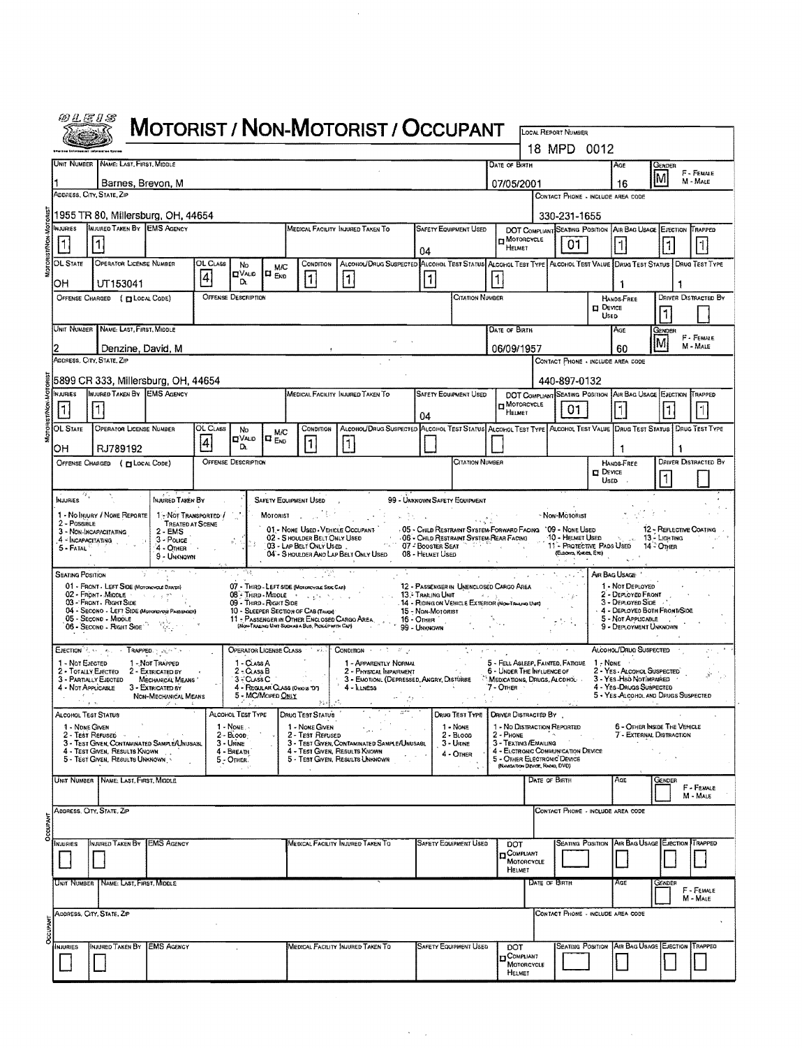# MOTORIST / NON-MOTORIST / OCCUPANT

OLEIS

LOCAL REPORT NUMBER: 18 MPD 0012

## MOTORIST/NON-MOTORIST

| UNIT NUMBER | NAME: LAST, FIRST, MIDDLE | DATE OF BIRTH | AGE | GENDER (F - FEMALE, M - MALE) |
|---|---|---|---|---|
| 1 | Barnes, Brevon, M | 07/05/2001 | 16 | M |

| ADDRESS, CITY, STATE, ZIP | CONTACT PHONE - INCLUDE AREA CODE |
|---|---|
| 1955 TR 80, Millersburg, OH, 44654 | 330-231-1655 |

| INJURIES | INJURED TAKEN BY | EMS AGENCY | MEDICAL FACILITY INJURED TAKEN TO | SAFETY EQUIPMENT USED | DOT COMPLIANT MOTORCYCLE HELMET | SEATING POSITION | AIR BAG USAGE | EJECTION | TRAPPED |
|---|---|---|---|---|---|---|---|---|---|
| 1 | 1 | | | 04 | | 01 | 1 | 1 | 1 |

| OL STATE | OPERATOR LICENSE NUMBER | OL CLASS | NO VALID DL | M/C END | CONDITION | ALCOHOL/DRUG SUSPECTED | ALCOHOL TEST STATUS | ALCOHOL TEST TYPE | ALCOHOL TEST VALUE | DRUG TEST STATUS | DRUG TEST TYPE |
|---|---|---|---|---|---|---|---|---|---|---|---|
| OH | UT153041 | 4 | | | 1 | 1 | 1 | 1 | | 1 | 1 |

| OFFENSE CHARGED (LOCAL CODE) | OFFENSE DESCRIPTION | CITATION NUMBER | HANDS-FREE DEVICE USED | DRIVER DISTRACTED BY |
|---|---|---|---|---|
| | | | | 1 |

| UNIT NUMBER | NAME: LAST, FIRST, MIDDLE | DATE OF BIRTH | AGE | GENDER (F - FEMALE, M - MALE) |
|---|---|---|---|---|
| 2 | Denzine, David, M | 06/09/1957 | 60 | M |

| ADDRESS, CITY, STATE, ZIP | CONTACT PHONE - INCLUDE AREA CODE |
|---|---|
| 5899 CR 333, Millersburg, OH, 44654 | 440-897-0132 |

| INJURIES | INJURED TAKEN BY | EMS AGENCY | MEDICAL FACILITY INJURED TAKEN TO | SAFETY EQUIPMENT USED | DOT COMPLIANT MOTORCYCLE HELMET | SEATING POSITION | AIR BAG USAGE | EJECTION | TRAPPED |
|---|---|---|---|---|---|---|---|---|---|
| 1 | 1 | | | 04 | | 01 | 1 | 1 | 1 |

| OL STATE | OPERATOR LICENSE NUMBER | OL CLASS | NO VALID DL | M/C END | CONDITION | ALCOHOL/DRUG SUSPECTED | ALCOHOL TEST STATUS | ALCOHOL TEST TYPE | ALCOHOL TEST VALUE | DRUG TEST STATUS | DRUG TEST TYPE |
|---|---|---|---|---|---|---|---|---|---|---|---|
| OH | RJ789192 | 4 | | | 1 | 1 | | | | 1 | 1 |

| OFFENSE CHARGED (LOCAL CODE) | OFFENSE DESCRIPTION | CITATION NUMBER | HANDS-FREE DEVICE USED | DRIVER DISTRACTED BY |
|---|---|---|---|---|
| | | | | 1 |

## Codes

**INJURIES:** 1 - No Injury / None Reported; 2 - Possible; 3 - Non-Incapacitating; 4 - Incapacitating; 5 - Fatal

**INJURED TAKEN BY:** 1 - Not Transported / Treated at Scene; 2 - EMS; 3 - Police; 4 - Other; 9 - Unknown

**SAFETY EQUIPMENT USED:** 99 - Unknown Safety Equipment

Motorist: 01 - None Used - Vehicle Occupant; 02 - Shoulder Belt Only Used; 03 - Lap Belt Only Used; 04 - Shoulder and Lap Belt Only Used; 05 - Child Restraint System-Forward Facing; 06 - Child Restraint System-Rear Facing; 07 - Booster Seat; 08 - Helmet Used

Non-Motorist: 09 - None Used; 10 - Helmet Used; 11 - Protective Pads Used (Elbows, Knees, Etc); 12 - Reflective Coating; 13 - Lighting; 14 - Other

**SEATING POSITION:** 01 - Front - Left Side (Motorcycle Driver); 02 - Front - Middle; 03 - Front - Right Side; 04 - Second - Left Side (Motorcycle Passenger); 05 - Second - Middle; 06 - Second - Right Side; 07 - Third - Left Side (Motorcycle Side Car); 08 - Third - Middle; 09 - Third - Right Side; 10 - Sleeper Section of Cab (Truck); 11 - Passenger in Other Enclosed Cargo Area (Non-Trailing Unit Such as a Bus, Pick-up with Cap); 12 - Passenger in Unenclosed Cargo Area; 13 - Trailing Unit; 14 - Riding on Vehicle Exterior (Non-Trailing Unit); 15 - Non-Motorist; 16 - Other; 99 - Unknown

**AIR BAG USAGE:** 1 - Not Deployed; 2 - Deployed Front; 3 - Deployed Side; 4 - Deployed Both Front/Side; 5 - Not Applicable; 9 - Deployment Unknown

**EJECTION:** 1 - Not Ejected; 2 - Totally Ejected; 3 - Partially Ejected; 4 - Not Applicable

**TRAPPED:** 1 - Not Trapped; 2 - Extricated by Mechanical Means; 3 - Extricated by Non-Mechanical Means

**OPERATOR LICENSE CLASS:** 1 - Class A; 2 - Class B; 3 - Class C; 4 - Regular Class (Ohio is "D"); 5 - M/C Moped Only

**CONDITION:** 1 - Apparently Normal; 2 - Physical Impairment; 3 - Emotionl (Depressed, Angry, Disturbe; 4 - Illness; 5 - Fell Asleep, Fainted, Fatigue; 6 - Under The Influence of Medications, Drugs, Alcohol; 7 - Other

**ALCOHOL/DRUG SUSPECTED:** 1 - None; 2 - Yes - Alcohol Suspected; 3 - Yes - Hbd Not Impaired; 4 - Yes - Drugs Suspected; 5 - Yes - Alcohol and Drugs Suspected

**ALCOHOL TEST STATUS:** 1 - None Given; 2 - Test Refused; 3 - Test Given, Contaminated Sample/Unusabl; 4 - Test Given, Results Known; 5 - Test Given, Results Unknown

**ALCOHOL TEST TYPE:** 1 - None; 2 - Blood; 3 - Urine; 4 - Breath; 5 - Other

**DRUG TEST STATUS:** 1 - None Given; 2 - Test Refused; 3 - Test Given, Contaminated Sample/Unusabl; 4 - Test Given, Results Known; 5 - Test Given, Results Unknown

**DRUG TEST TYPE:** 1 - None; 2 - Blood; 3 - Urine; 4 - Other

**DRIVER DISTRACTED BY:** 1 - No Distraction Reported; 2 - Phone; 3 - Texting/Emailing; 4 - Electronic Communication Device; 5 - Other Electronic Device (Navigation Device, Radio, DVD); 6 - Other Inside The Vehicle; 7 - External Distraction

## OCCUPANT

| UNIT NUMBER | NAME: LAST, FIRST, MIDDLE | DATE OF BIRTH | AGE | GENDER (F - FEMALE, M - MALE) |
|---|---|---|---|---|
| | | | | |

| ADDRESS, CITY, STATE, ZIP | CONTACT PHONE - INCLUDE AREA CODE |
|---|---|
| | |

| INJURIES | INJURED TAKEN BY | EMS AGENCY | MEDICAL FACILITY INJURED TAKEN TO | SAFETY EQUIPMENT USED | DOT COMPLIANT MOTORCYCLE HELMET | SEATING POSITION | AIR BAG USAGE | EJECTION | TRAPPED |
|---|---|---|---|---|---|---|---|---|---|
| | | | | | | | | | |

| UNIT NUMBER | NAME: LAST, FIRST, MIDDLE | DATE OF BIRTH | AGE | GENDER (F - FEMALE, M - MALE) |
|---|---|---|---|---|
| | | | | |

| ADDRESS, CITY, STATE, ZIP | CONTACT PHONE - INCLUDE AREA CODE |
|---|---|
| | |

| INJURIES | INJURED TAKEN BY | EMS AGENCY | MEDICAL FACILITY INJURED TAKEN TO | SAFETY EQUIPMENT USED | DOT COMPLIANT MOTORCYCLE HELMET | SEATING POSITION | AIR BAG USAGE | EJECTION | TRAPPED |
|---|---|---|---|---|---|---|---|---|---|
| | | | | | | | | | |